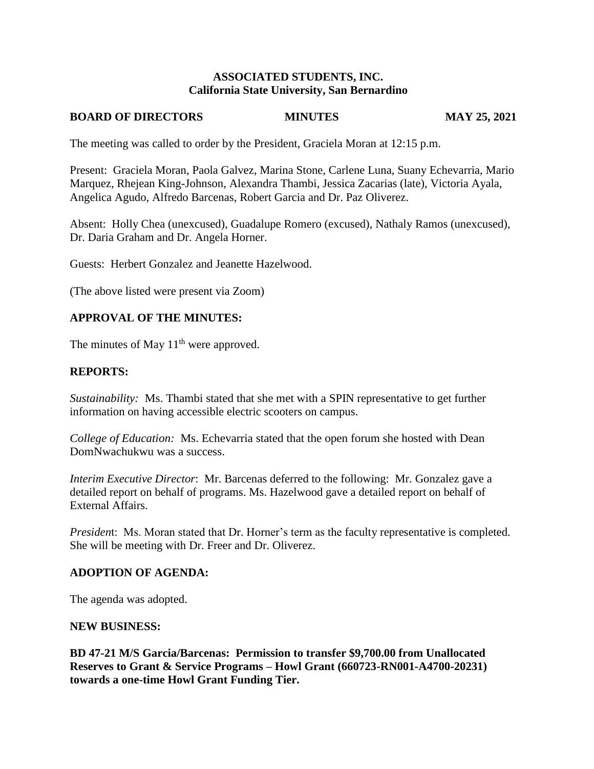**ASSOCIATED STUDENTS, INC.**
**California State University, San Bernardino**

**BOARD OF DIRECTORS MINUTES MAY 25, 2021**

The meeting was called to order by the President, Graciela Moran at 12:15 p.m.

Present: Graciela Moran, Paola Galvez, Marina Stone, Carlene Luna, Suany Echevarria, Mario Marquez, Rhejean King-Johnson, Alexandra Thambi, Jessica Zacarias (late), Victoria Ayala, Angelica Agudo, Alfredo Barcenas, Robert Garcia and Dr. Paz Oliverez.

Absent: Holly Chea (unexcused), Guadalupe Romero (excused), Nathaly Ramos (unexcused), Dr. Daria Graham and Dr. Angela Horner.

Guests: Herbert Gonzalez and Jeanette Hazelwood.

(The above listed were present via Zoom)

## APPROVAL OF THE MINUTES:

The minutes of May 11th were approved.

## REPORTS:

*Sustainability:* Ms. Thambi stated that she met with a SPIN representative to get further information on having accessible electric scooters on campus.

*College of Education:* Ms. Echevarria stated that the open forum she hosted with Dean DomNwachukwu was a success.

*Interim Executive Director*: Mr. Barcenas deferred to the following: Mr. Gonzalez gave a detailed report on behalf of programs. Ms. Hazelwood gave a detailed report on behalf of External Affairs.

*President*: Ms. Moran stated that Dr. Horner's term as the faculty representative is completed. She will be meeting with Dr. Freer and Dr. Oliverez.

## ADOPTION OF AGENDA:

The agenda was adopted.

## NEW BUSINESS:

**BD 47-21 M/S Garcia/Barcenas: Permission to transfer $9,700.00 from Unallocated Reserves to Grant & Service Programs – Howl Grant (660723-RN001-A4700-20231) towards a one-time Howl Grant Funding Tier.**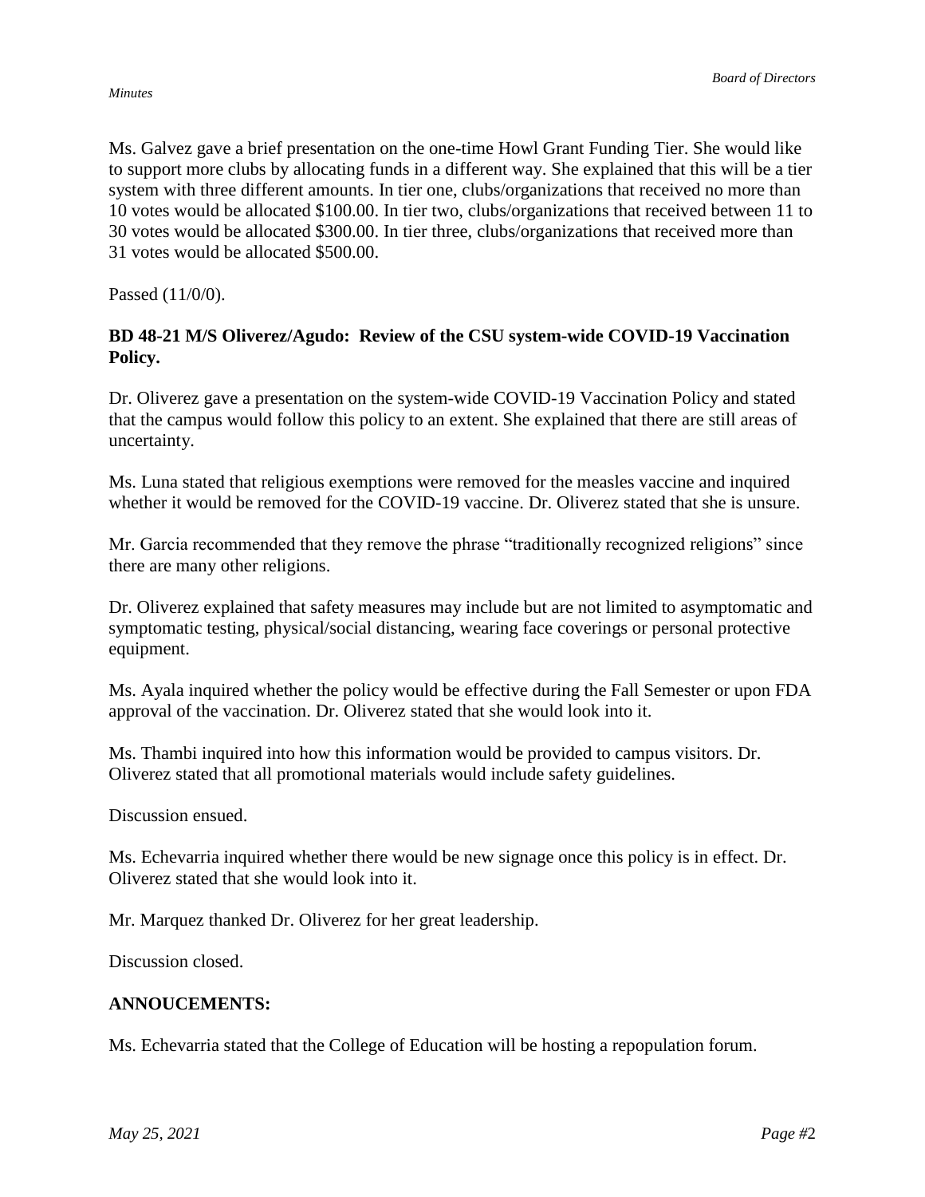Ms. Galvez gave a brief presentation on the one-time Howl Grant Funding Tier. She would like to support more clubs by allocating funds in a different way. She explained that this will be a tier system with three different amounts. In tier one, clubs/organizations that received no more than 10 votes would be allocated $100.00. In tier two, clubs/organizations that received between 11 to 30 votes would be allocated $300.00. In tier three, clubs/organizations that received more than 31 votes would be allocated $500.00.

Passed (11/0/0).

**BD 48-21 M/S Oliverez/Agudo: Review of the CSU system-wide COVID-19 Vaccination Policy.**

Dr. Oliverez gave a presentation on the system-wide COVID-19 Vaccination Policy and stated that the campus would follow this policy to an extent. She explained that there are still areas of uncertainty.

Ms. Luna stated that religious exemptions were removed for the measles vaccine and inquired whether it would be removed for the COVID-19 vaccine. Dr. Oliverez stated that she is unsure.

Mr. Garcia recommended that they remove the phrase "traditionally recognized religions" since there are many other religions.

Dr. Oliverez explained that safety measures may include but are not limited to asymptomatic and symptomatic testing, physical/social distancing, wearing face coverings or personal protective equipment.

Ms. Ayala inquired whether the policy would be effective during the Fall Semester or upon FDA approval of the vaccination. Dr. Oliverez stated that she would look into it.

Ms. Thambi inquired into how this information would be provided to campus visitors. Dr. Oliverez stated that all promotional materials would include safety guidelines.

Discussion ensued.

Ms. Echevarria inquired whether there would be new signage once this policy is in effect. Dr. Oliverez stated that she would look into it.

Mr. Marquez thanked Dr. Oliverez for her great leadership.

Discussion closed.

**ANNOUCEMENTS:**

Ms. Echevarria stated that the College of Education will be hosting a repopulation forum.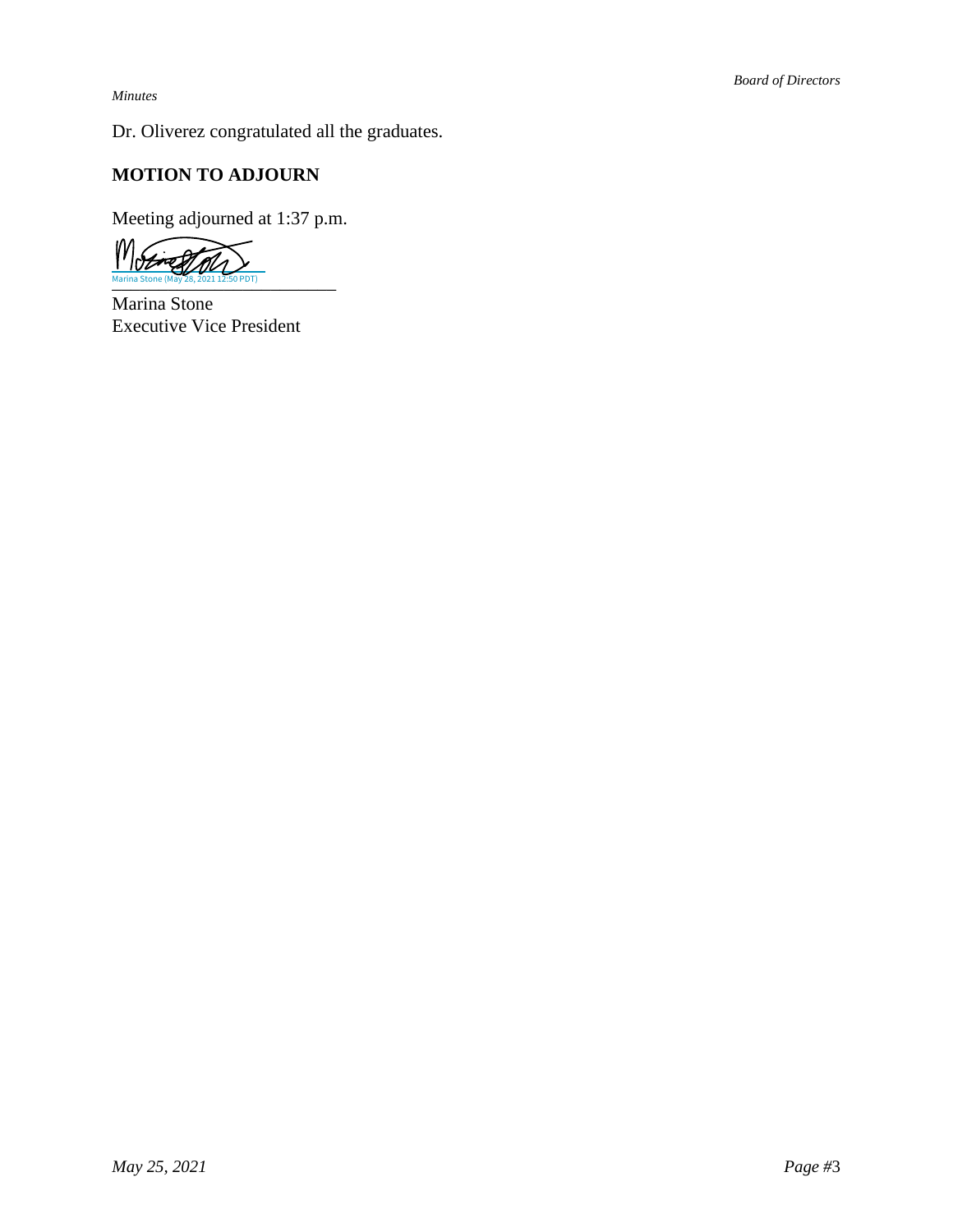Dr. Oliverez congratulated all the graduates.

## MOTION TO ADJOURN

Meeting adjourned at 1:37 p.m.

Marina Stone (May 28, 2021 12:50 PDT)

Marina Stone
Executive Vice President